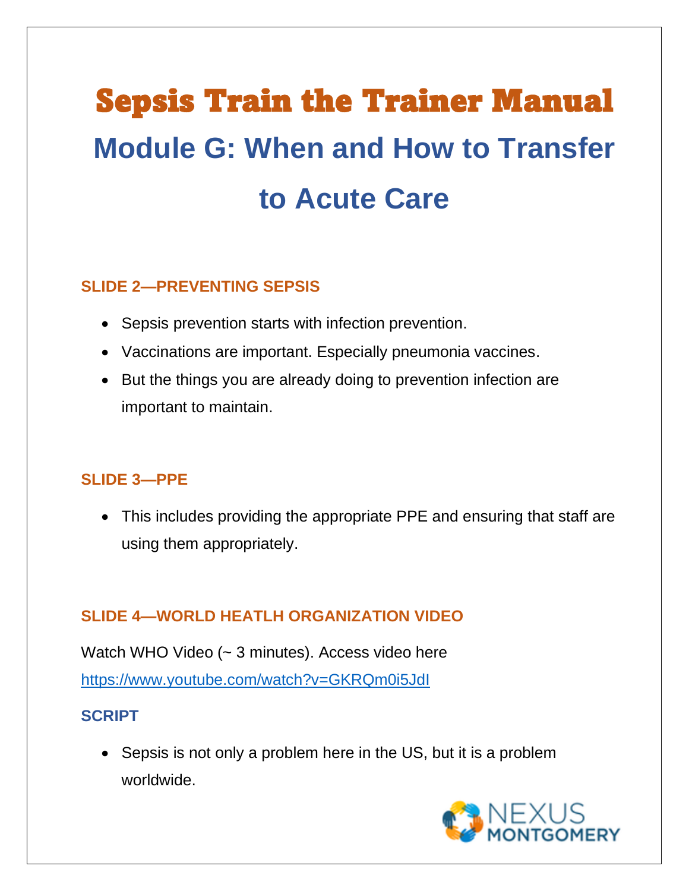# Sepsis Train the Trainer Manual

## Module G: When and How to Transfer to Acute Care

### SLIDE 2—PREVENTING SEPSIS

- Sepsis prevention starts with infection prevention.
- Vaccinations are important. Especially pneumonia vaccines.
- But the things you are already doing to prevention infection are important to maintain.

### SLIDE 3—PPE

- This includes providing the appropriate PPE and ensuring that staff are using them appropriately.

### SLIDE 4—WORLD HEATLH ORGANIZATION VIDEO

Watch WHO Video (~ 3 minutes). Access video here https://www.youtube.com/watch?v=GKRQm0i5JdI

#### SCRIPT

- Sepsis is not only a problem here in the US, but it is a problem worldwide.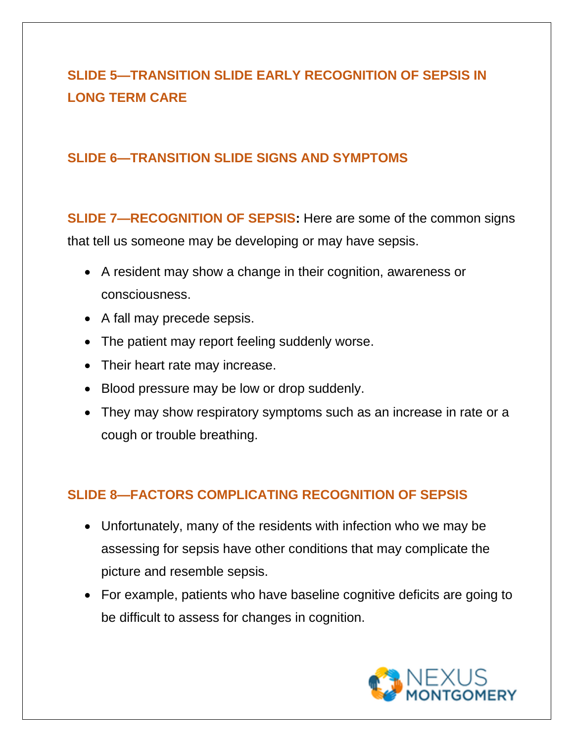**SLIDE 5—TRANSITION SLIDE EARLY RECOGNITION OF SEPSIS IN LONG TERM CARE**

**SLIDE 6—TRANSITION SLIDE SIGNS AND SYMPTOMS**

**SLIDE 7—RECOGNITION OF SEPSIS:** Here are some of the common signs that tell us someone may be developing or may have sepsis.

- A resident may show a change in their cognition, awareness or consciousness.
- A fall may precede sepsis.
- The patient may report feeling suddenly worse.
- Their heart rate may increase.
- Blood pressure may be low or drop suddenly.
- They may show respiratory symptoms such as an increase in rate or a cough or trouble breathing.

**SLIDE 8—FACTORS COMPLICATING RECOGNITION OF SEPSIS**

- Unfortunately, many of the residents with infection who we may be assessing for sepsis have other conditions that may complicate the picture and resemble sepsis.
- For example, patients who have baseline cognitive deficits are going to be difficult to assess for changes in cognition.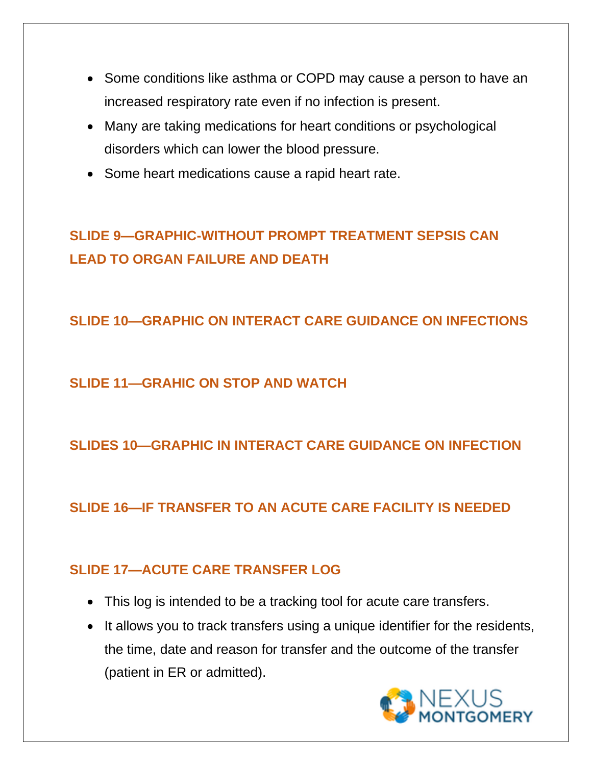- Some conditions like asthma or COPD may cause a person to have an increased respiratory rate even if no infection is present.
- Many are taking medications for heart conditions or psychological disorders which can lower the blood pressure.
- Some heart medications cause a rapid heart rate.

## SLIDE 9—GRAPHIC-WITHOUT PROMPT TREATMENT SEPSIS CAN LEAD TO ORGAN FAILURE AND DEATH

## SLIDE 10—GRAPHIC ON INTERACT CARE GUIDANCE ON INFECTIONS

## SLIDE 11—GRAHIC ON STOP AND WATCH

## SLIDES 10—GRAPHIC IN INTERACT CARE GUIDANCE ON INFECTION

## SLIDE 16—IF TRANSFER TO AN ACUTE CARE FACILITY IS NEEDED

## SLIDE 17—ACUTE CARE TRANSFER LOG

- This log is intended to be a tracking tool for acute care transfers.
- It allows you to track transfers using a unique identifier for the residents, the time, date and reason for transfer and the outcome of the transfer (patient in ER or admitted).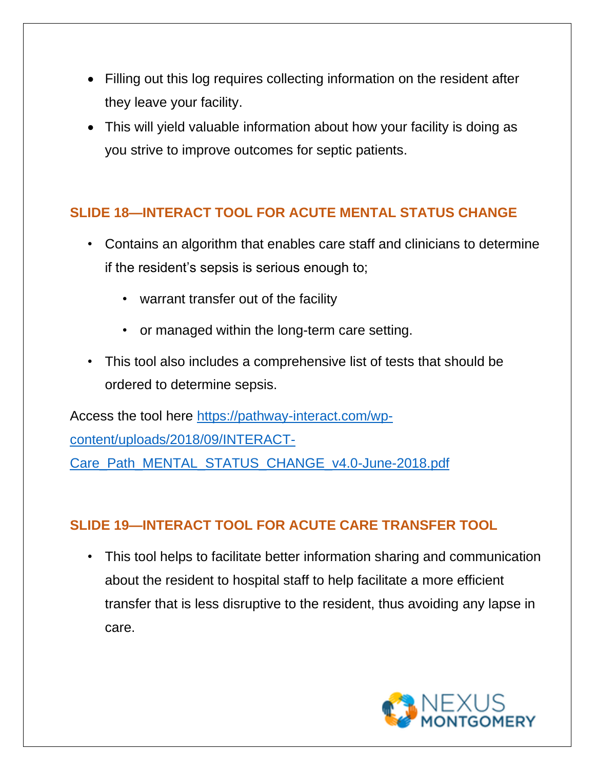- Filling out this log requires collecting information on the resident after they leave your facility.
- This will yield valuable information about how your facility is doing as you strive to improve outcomes for septic patients.

### SLIDE 18—INTERACT TOOL FOR ACUTE MENTAL STATUS CHANGE

- Contains an algorithm that enables care staff and clinicians to determine if the resident's sepsis is serious enough to;
  - warrant transfer out of the facility
  - or managed within the long-term care setting.
- This tool also includes a comprehensive list of tests that should be ordered to determine sepsis.

Access the tool here https://pathway-interact.com/wp-content/uploads/2018/09/INTERACT-Care_Path_MENTAL_STATUS_CHANGE_v4.0-June-2018.pdf

### SLIDE 19—INTERACT TOOL FOR ACUTE CARE TRANSFER TOOL

- This tool helps to facilitate better information sharing and communication about the resident to hospital staff to help facilitate a more efficient transfer that is less disruptive to the resident, thus avoiding any lapse in care.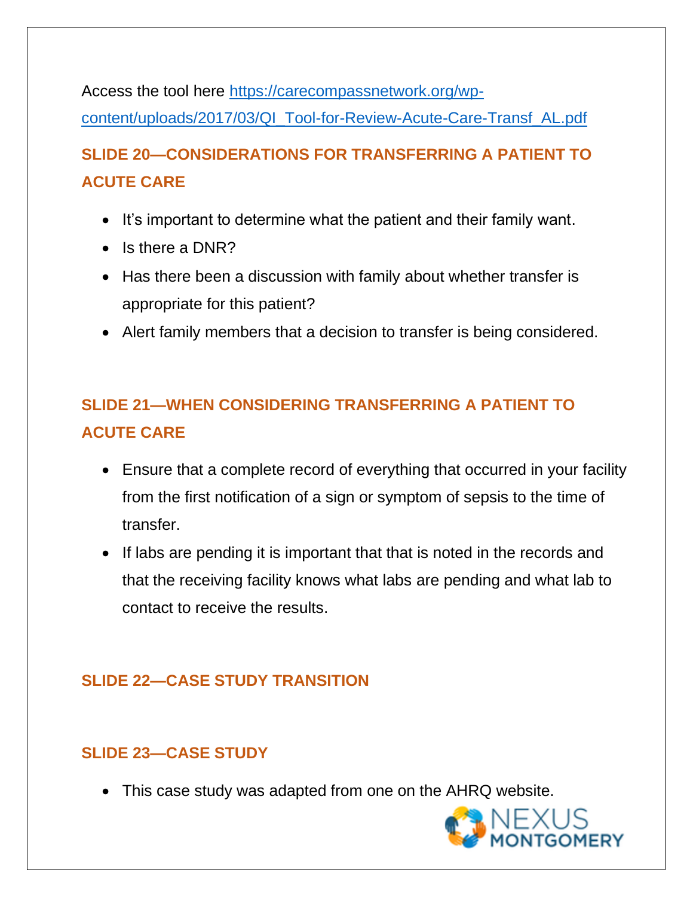Access the tool here [https://carecompassnetwork.org/wp-content/uploads/2017/03/QI_Tool-for-Review-Acute-Care-Transf_AL.pdf](https://carecompassnetwork.org/wp-content/uploads/2017/03/QI_Tool-for-Review-Acute-Care-Transf_AL.pdf)

## SLIDE 20—CONSIDERATIONS FOR TRANSFERRING A PATIENT TO ACUTE CARE

- It's important to determine what the patient and their family want.
- Is there a DNR?
- Has there been a discussion with family about whether transfer is appropriate for this patient?
- Alert family members that a decision to transfer is being considered.

## SLIDE 21—WHEN CONSIDERING TRANSFERRING A PATIENT TO ACUTE CARE

- Ensure that a complete record of everything that occurred in your facility from the first notification of a sign or symptom of sepsis to the time of transfer.
- If labs are pending it is important that that is noted in the records and that the receiving facility knows what labs are pending and what lab to contact to receive the results.

## SLIDE 22—CASE STUDY TRANSITION

## SLIDE 23—CASE STUDY

- This case study was adapted from one on the AHRQ website.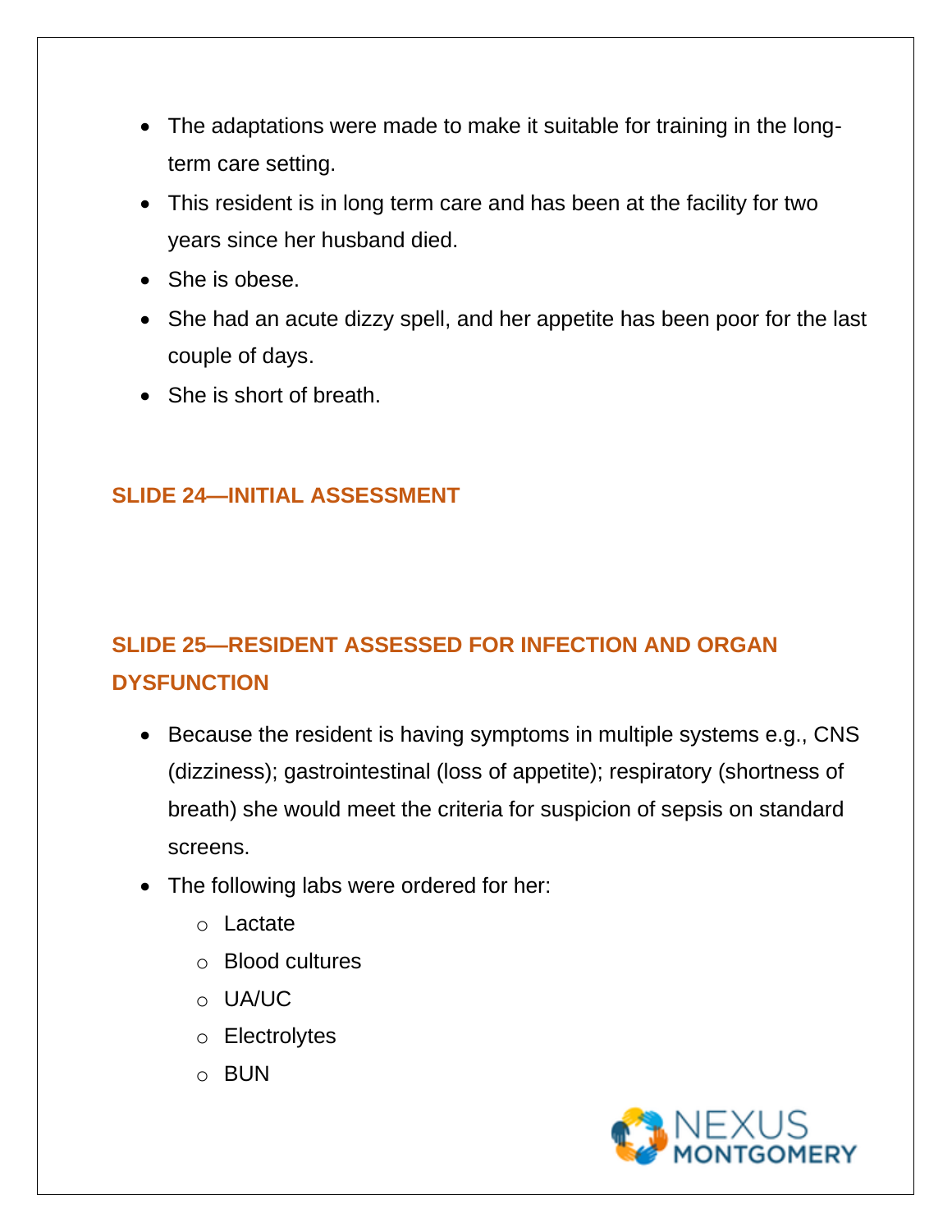- The adaptations were made to make it suitable for training in the long-term care setting.
- This resident is in long term care and has been at the facility for two years since her husband died.
- She is obese.
- She had an acute dizzy spell, and her appetite has been poor for the last couple of days.
- She is short of breath.

## SLIDE 24—INITIAL ASSESSMENT

## SLIDE 25—RESIDENT ASSESSED FOR INFECTION AND ORGAN DYSFUNCTION

- Because the resident is having symptoms in multiple systems e.g., CNS (dizziness); gastrointestinal (loss of appetite); respiratory (shortness of breath) she would meet the criteria for suspicion of sepsis on standard screens.
- The following labs were ordered for her:
    - Lactate
    - Blood cultures
    - UA/UC
    - Electrolytes
    - BUN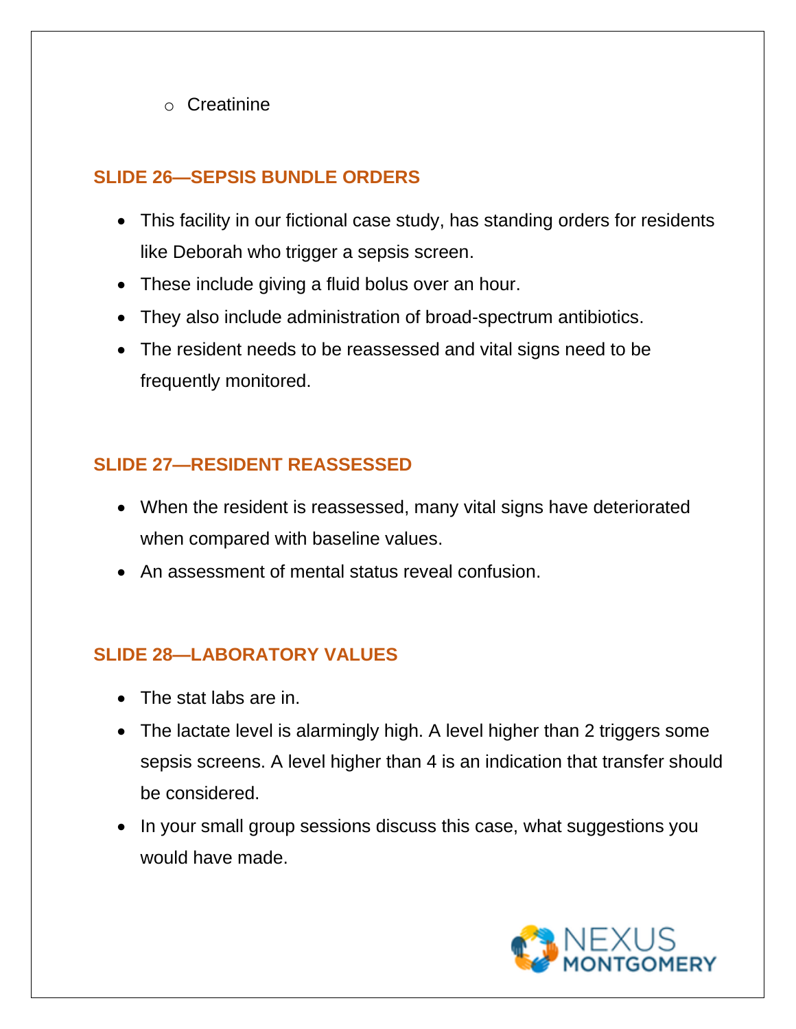- Creatinine

## SLIDE 26—SEPSIS BUNDLE ORDERS

- This facility in our fictional case study, has standing orders for residents like Deborah who trigger a sepsis screen.
- These include giving a fluid bolus over an hour.
- They also include administration of broad-spectrum antibiotics.
- The resident needs to be reassessed and vital signs need to be frequently monitored.

## SLIDE 27—RESIDENT REASSESSED

- When the resident is reassessed, many vital signs have deteriorated when compared with baseline values.
- An assessment of mental status reveal confusion.

## SLIDE 28—LABORATORY VALUES

- The stat labs are in.
- The lactate level is alarmingly high. A level higher than 2 triggers some sepsis screens. A level higher than 4 is an indication that transfer should be considered.
- In your small group sessions discuss this case, what suggestions you would have made.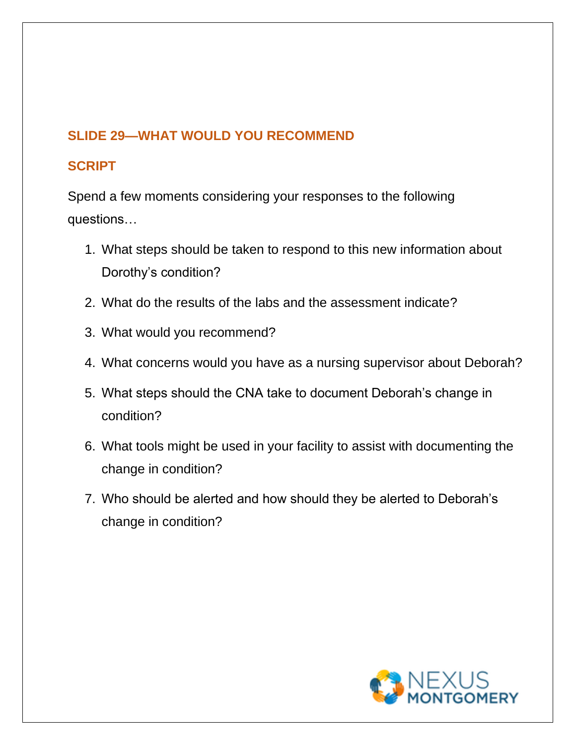## SLIDE 29—WHAT WOULD YOU RECOMMEND

### SCRIPT

Spend a few moments considering your responses to the following questions…

1. What steps should be taken to respond to this new information about Dorothy's condition?
2. What do the results of the labs and the assessment indicate?
3. What would you recommend?
4. What concerns would you have as a nursing supervisor about Deborah?
5. What steps should the CNA take to document Deborah's change in condition?
6. What tools might be used in your facility to assist with documenting the change in condition?
7. Who should be alerted and how should they be alerted to Deborah's change in condition?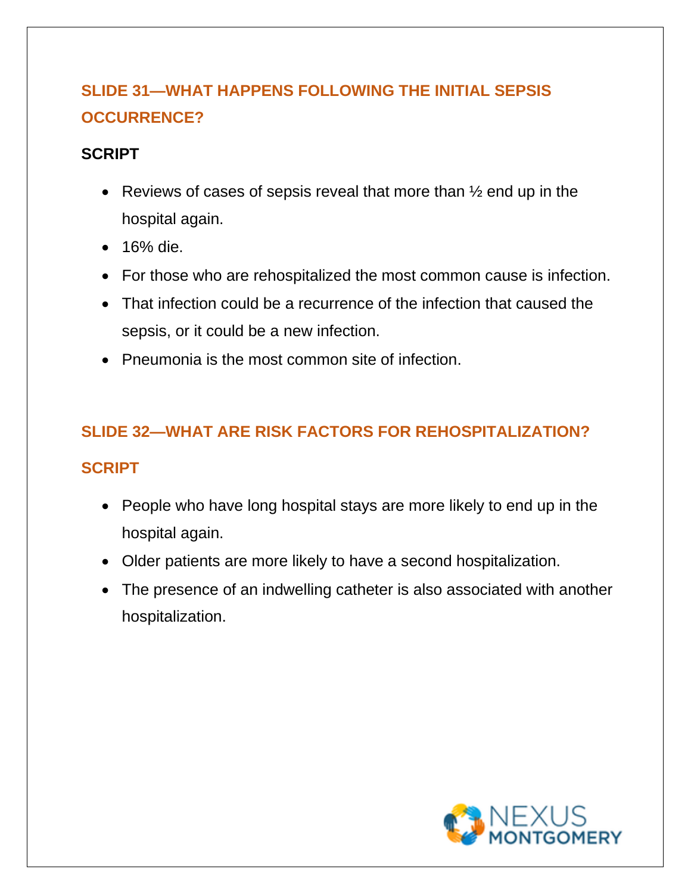## SLIDE 31—WHAT HAPPENS FOLLOWING THE INITIAL SEPSIS OCCURRENCE?

**SCRIPT**

- Reviews of cases of sepsis reveal that more than ½ end up in the hospital again.
- 16% die.
- For those who are rehospitalized the most common cause is infection.
- That infection could be a recurrence of the infection that caused the sepsis, or it could be a new infection.
- Pneumonia is the most common site of infection.

## SLIDE 32—WHAT ARE RISK FACTORS FOR REHOSPITALIZATION?

**SCRIPT**

- People who have long hospital stays are more likely to end up in the hospital again.
- Older patients are more likely to have a second hospitalization.
- The presence of an indwelling catheter is also associated with another hospitalization.